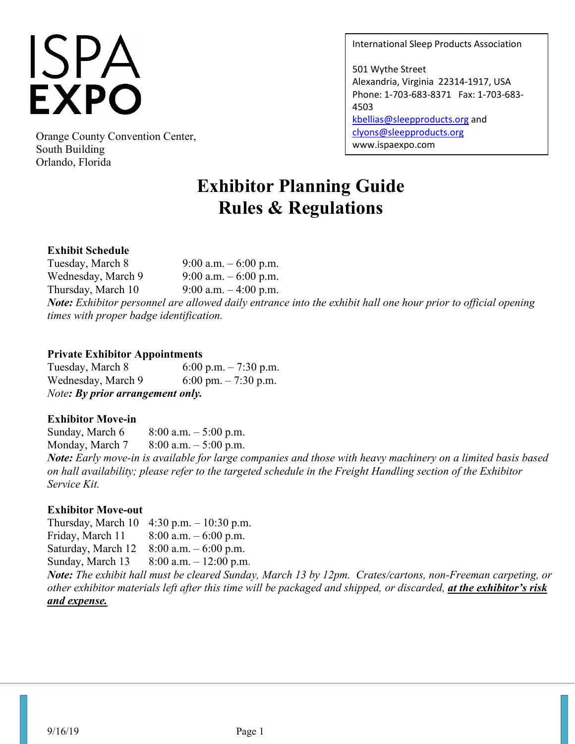# ISPA EXPO

Orange County Convention Center,
South Building
Orlando, Florida

International Sleep Products Association

501 Wythe Street
Alexandria, Virginia 22314-1917, USA
Phone: 1-703-683-8371 Fax: 1-703-683-4503
kbellias@sleepproducts.org and
clyons@sleepproducts.org
www.ispaexpo.com

# Exhibitor Planning Guide
# Rules & Regulations

**Exhibit Schedule**

| | |
|---|---|
| Tuesday, March 8 | 9:00 a.m. – 6:00 p.m. |
| Wednesday, March 9 | 9:00 a.m. – 6:00 p.m. |
| Thursday, March 10 | 9:00 a.m. – 4:00 p.m. |

***Note:*** *Exhibitor personnel are allowed daily entrance into the exhibit hall one hour prior to official opening times with proper badge identification.*

**Private Exhibitor Appointments**

| | |
|---|---|
| Tuesday, March 8 | 6:00 p.m. – 7:30 p.m. |
| Wednesday, March 9 | 6:00 pm. – 7:30 p.m. |

*Note**: By prior arrangement only.***

**Exhibitor Move-in**

| | |
|---|---|
| Sunday, March 6 | 8:00 a.m. – 5:00 p.m. |
| Monday, March 7 | 8:00 a.m. – 5:00 p.m. |

***Note:*** *Early move-in is available for large companies and those with heavy machinery on a limited basis based on hall availability; please refer to the targeted schedule in the Freight Handling section of the Exhibitor Service Kit.*

**Exhibitor Move-out**

| | |
|---|---|
| Thursday, March 10 | 4:30 p.m. – 10:30 p.m. |
| Friday, March 11 | 8:00 a.m. – 6:00 p.m. |
| Saturday, March 12 | 8:00 a.m. – 6:00 p.m. |
| Sunday, March 13 | 8:00 a.m. – 12:00 p.m. |

***Note:*** *The exhibit hall must be cleared Sunday, March 13 by 12pm. Crates/cartons, non-Freeman carpeting, or other exhibitor materials left after this time will be packaged and shipped, or discarded,* ***at the exhibitor's risk and expense.***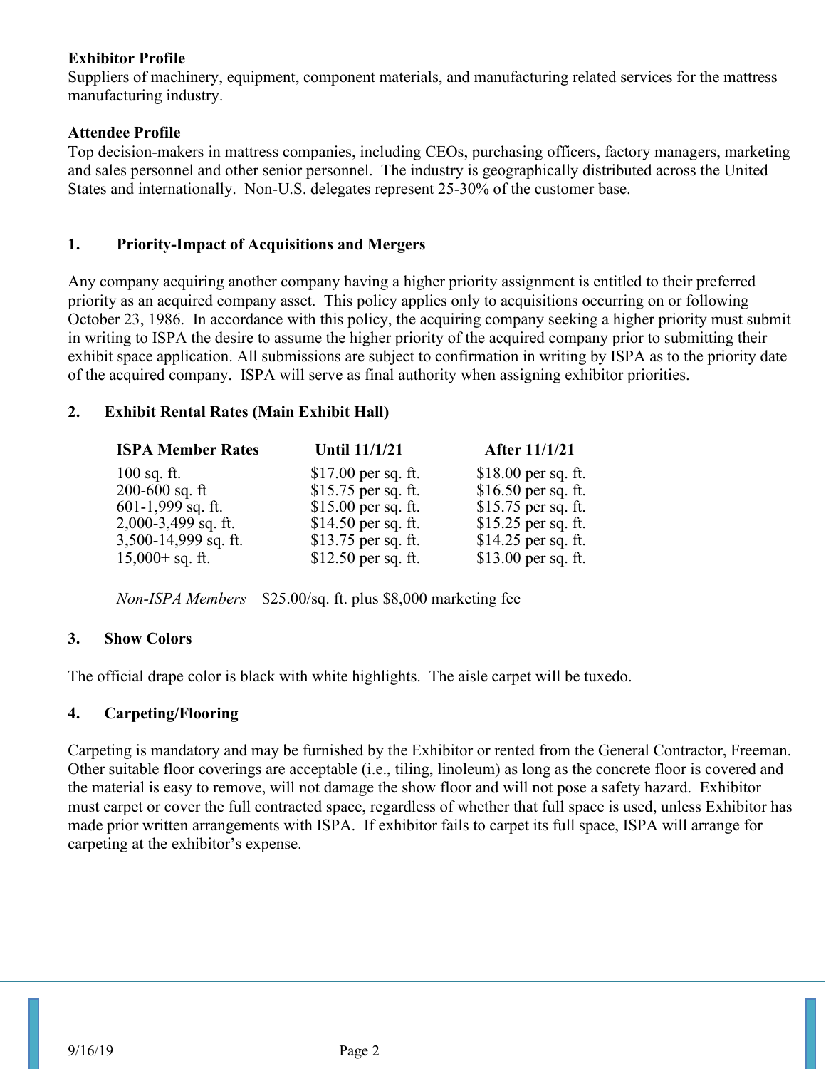**Exhibitor Profile**
Suppliers of machinery, equipment, component materials, and manufacturing related services for the mattress manufacturing industry.

**Attendee Profile**
Top decision-makers in mattress companies, including CEOs, purchasing officers, factory managers, marketing and sales personnel and other senior personnel. The industry is geographically distributed across the United States and internationally. Non-U.S. delegates represent 25-30% of the customer base.

## 1. Priority-Impact of Acquisitions and Mergers

Any company acquiring another company having a higher priority assignment is entitled to their preferred priority as an acquired company asset. This policy applies only to acquisitions occurring on or following October 23, 1986. In accordance with this policy, the acquiring company seeking a higher priority must submit in writing to ISPA the desire to assume the higher priority of the acquired company prior to submitting their exhibit space application. All submissions are subject to confirmation in writing by ISPA as to the priority date of the acquired company. ISPA will serve as final authority when assigning exhibitor priorities.

## 2. Exhibit Rental Rates (Main Exhibit Hall)

| ISPA Member Rates | Until 11/1/21 | After 11/1/21 |
|---|---|---|
| 100 sq. ft. | $17.00 per sq. ft. | $18.00 per sq. ft. |
| 200-600 sq. ft | $15.75 per sq. ft. | $16.50 per sq. ft. |
| 601-1,999 sq. ft. | $15.00 per sq. ft. | $15.75 per sq. ft. |
| 2,000-3,499 sq. ft. | $14.50 per sq. ft. | $15.25 per sq. ft. |
| 3,500-14,999 sq. ft. | $13.75 per sq. ft. | $14.25 per sq. ft. |
| 15,000+ sq. ft. | $12.50 per sq. ft. | $13.00 per sq. ft. |

*Non-ISPA Members* $25.00/sq. ft. plus $8,000 marketing fee

## 3. Show Colors

The official drape color is black with white highlights. The aisle carpet will be tuxedo.

## 4. Carpeting/Flooring

Carpeting is mandatory and may be furnished by the Exhibitor or rented from the General Contractor, Freeman. Other suitable floor coverings are acceptable (i.e., tiling, linoleum) as long as the concrete floor is covered and the material is easy to remove, will not damage the show floor and will not pose a safety hazard. Exhibitor must carpet or cover the full contracted space, regardless of whether that full space is used, unless Exhibitor has made prior written arrangements with ISPA. If exhibitor fails to carpet its full space, ISPA will arrange for carpeting at the exhibitor's expense.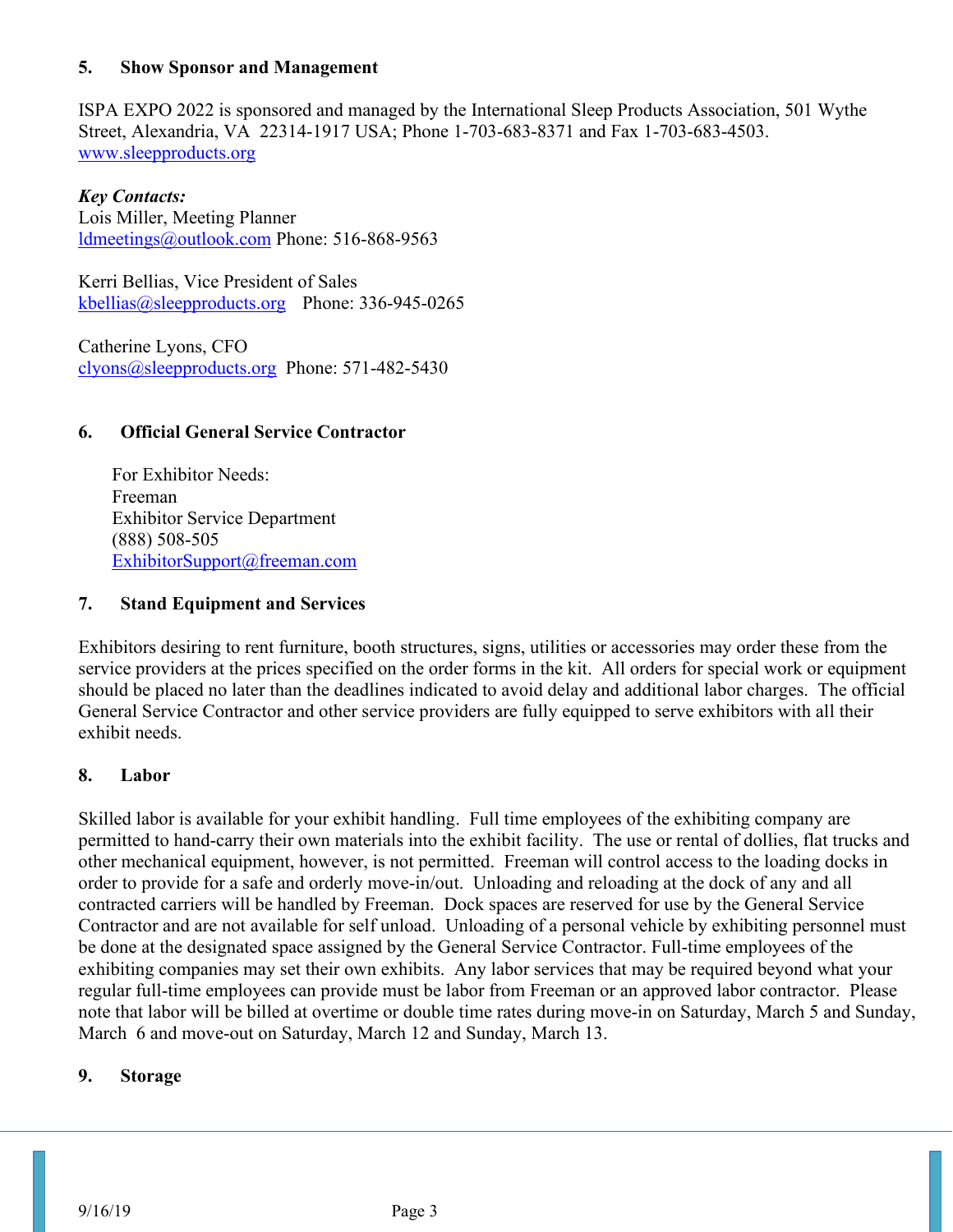## 5. Show Sponsor and Management

ISPA EXPO 2022 is sponsored and managed by the International Sleep Products Association, 501 Wythe Street, Alexandria, VA 22314-1917 USA; Phone 1-703-683-8371 and Fax 1-703-683-4503. www.sleepproducts.org

***Key Contacts:***
Lois Miller, Meeting Planner
ldmeetings@outlook.com Phone: 516-868-9563

Kerri Bellias, Vice President of Sales
kbellias@sleepproducts.org Phone: 336-945-0265

Catherine Lyons, CFO
clyons@sleepproducts.org Phone: 571-482-5430

## 6. Official General Service Contractor

For Exhibitor Needs:
Freeman
Exhibitor Service Department
(888) 508-505
ExhibitorSupport@freeman.com

## 7. Stand Equipment and Services

Exhibitors desiring to rent furniture, booth structures, signs, utilities or accessories may order these from the service providers at the prices specified on the order forms in the kit. All orders for special work or equipment should be placed no later than the deadlines indicated to avoid delay and additional labor charges. The official General Service Contractor and other service providers are fully equipped to serve exhibitors with all their exhibit needs.

## 8. Labor

Skilled labor is available for your exhibit handling. Full time employees of the exhibiting company are permitted to hand-carry their own materials into the exhibit facility. The use or rental of dollies, flat trucks and other mechanical equipment, however, is not permitted. Freeman will control access to the loading docks in order to provide for a safe and orderly move-in/out. Unloading and reloading at the dock of any and all contracted carriers will be handled by Freeman. Dock spaces are reserved for use by the General Service Contractor and are not available for self unload. Unloading of a personal vehicle by exhibiting personnel must be done at the designated space assigned by the General Service Contractor. Full-time employees of the exhibiting companies may set their own exhibits. Any labor services that may be required beyond what your regular full-time employees can provide must be labor from Freeman or an approved labor contractor. Please note that labor will be billed at overtime or double time rates during move-in on Saturday, March 5 and Sunday, March 6 and move-out on Saturday, March 12 and Sunday, March 13.

## 9. Storage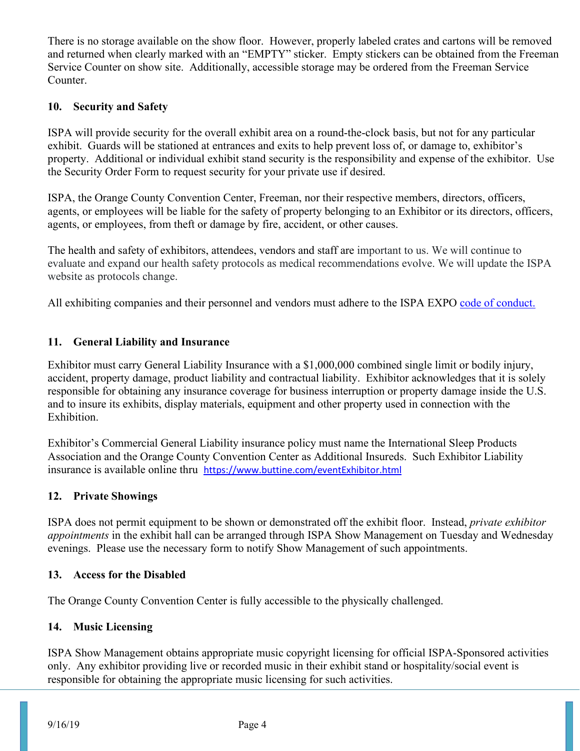There is no storage available on the show floor. However, properly labeled crates and cartons will be removed and returned when clearly marked with an "EMPTY" sticker. Empty stickers can be obtained from the Freeman Service Counter on show site. Additionally, accessible storage may be ordered from the Freeman Service Counter.

## 10. Security and Safety

ISPA will provide security for the overall exhibit area on a round-the-clock basis, but not for any particular exhibit. Guards will be stationed at entrances and exits to help prevent loss of, or damage to, exhibitor's property. Additional or individual exhibit stand security is the responsibility and expense of the exhibitor. Use the Security Order Form to request security for your private use if desired.

ISPA, the Orange County Convention Center, Freeman, nor their respective members, directors, officers, agents, or employees will be liable for the safety of property belonging to an Exhibitor or its directors, officers, agents, or employees, from theft or damage by fire, accident, or other causes.

The health and safety of exhibitors, attendees, vendors and staff are important to us. We will continue to evaluate and expand our health safety protocols as medical recommendations evolve. We will update the ISPA website as protocols change.

All exhibiting companies and their personnel and vendors must adhere to the ISPA EXPO [code of conduct.]

## 11. General Liability and Insurance

Exhibitor must carry General Liability Insurance with a $1,000,000 combined single limit or bodily injury, accident, property damage, product liability and contractual liability. Exhibitor acknowledges that it is solely responsible for obtaining any insurance coverage for business interruption or property damage inside the U.S. and to insure its exhibits, display materials, equipment and other property used in connection with the Exhibition.

Exhibitor's Commercial General Liability insurance policy must name the International Sleep Products Association and the Orange County Convention Center as Additional Insureds. Such Exhibitor Liability insurance is available online thru https://www.buttine.com/eventExhibitor.html

## 12. Private Showings

ISPA does not permit equipment to be shown or demonstrated off the exhibit floor. Instead, *private exhibitor appointments* in the exhibit hall can be arranged through ISPA Show Management on Tuesday and Wednesday evenings. Please use the necessary form to notify Show Management of such appointments.

## 13. Access for the Disabled

The Orange County Convention Center is fully accessible to the physically challenged.

## 14. Music Licensing

ISPA Show Management obtains appropriate music copyright licensing for official ISPA-Sponsored activities only. Any exhibitor providing live or recorded music in their exhibit stand or hospitality/social event is responsible for obtaining the appropriate music licensing for such activities.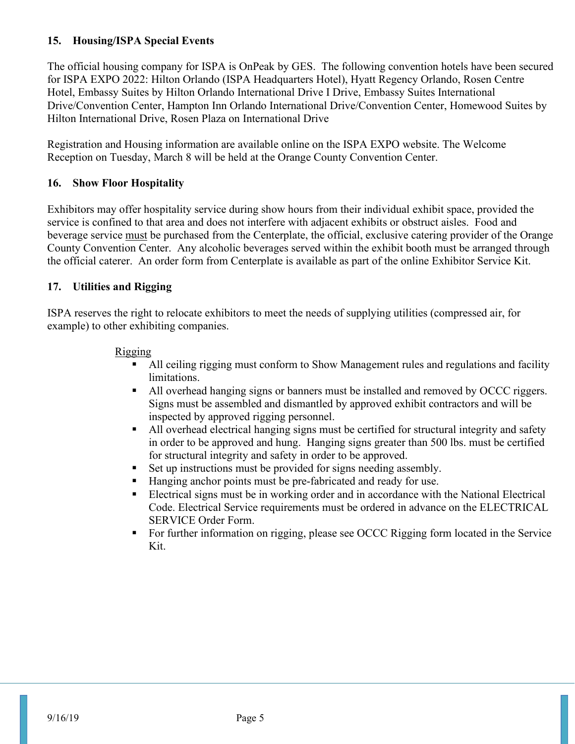### 15. Housing/ISPA Special Events

The official housing company for ISPA is OnPeak by GES. The following convention hotels have been secured for ISPA EXPO 2022: Hilton Orlando (ISPA Headquarters Hotel), Hyatt Regency Orlando, Rosen Centre Hotel, Embassy Suites by Hilton Orlando International Drive I Drive, Embassy Suites International Drive/Convention Center, Hampton Inn Orlando International Drive/Convention Center, Homewood Suites by Hilton International Drive, Rosen Plaza on International Drive

Registration and Housing information are available online on the ISPA EXPO website. The Welcome Reception on Tuesday, March 8 will be held at the Orange County Convention Center.

### 16. Show Floor Hospitality

Exhibitors may offer hospitality service during show hours from their individual exhibit space, provided the service is confined to that area and does not interfere with adjacent exhibits or obstruct aisles. Food and beverage service must be purchased from the Centerplate, the official, exclusive catering provider of the Orange County Convention Center. Any alcoholic beverages served within the exhibit booth must be arranged through the official caterer. An order form from Centerplate is available as part of the online Exhibitor Service Kit.

### 17. Utilities and Rigging

ISPA reserves the right to relocate exhibitors to meet the needs of supplying utilities (compressed air, for example) to other exhibiting companies.

Rigging

- All ceiling rigging must conform to Show Management rules and regulations and facility limitations.
- All overhead hanging signs or banners must be installed and removed by OCCC riggers. Signs must be assembled and dismantled by approved exhibit contractors and will be inspected by approved rigging personnel.
- All overhead electrical hanging signs must be certified for structural integrity and safety in order to be approved and hung. Hanging signs greater than 500 lbs. must be certified for structural integrity and safety in order to be approved.
- Set up instructions must be provided for signs needing assembly.
- Hanging anchor points must be pre-fabricated and ready for use.
- Electrical signs must be in working order and in accordance with the National Electrical Code. Electrical Service requirements must be ordered in advance on the ELECTRICAL SERVICE Order Form.
- For further information on rigging, please see OCCC Rigging form located in the Service Kit.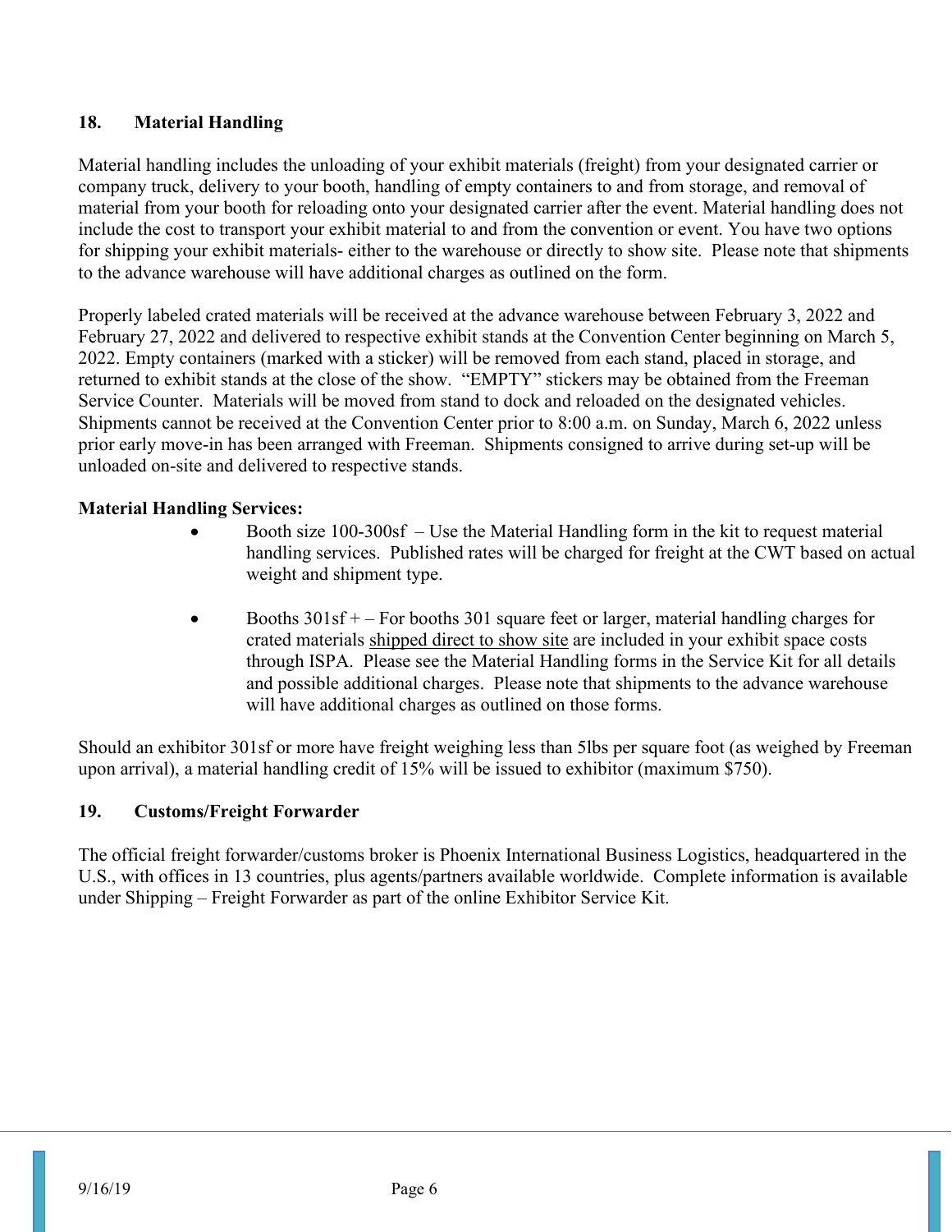## 18. Material Handling

Material handling includes the unloading of your exhibit materials (freight) from your designated carrier or company truck, delivery to your booth, handling of empty containers to and from storage, and removal of material from your booth for reloading onto your designated carrier after the event. Material handling does not include the cost to transport your exhibit material to and from the convention or event. You have two options for shipping your exhibit materials- either to the warehouse or directly to show site. Please note that shipments to the advance warehouse will have additional charges as outlined on the form.

Properly labeled crated materials will be received at the advance warehouse between February 3, 2022 and February 27, 2022 and delivered to respective exhibit stands at the Convention Center beginning on March 5, 2022. Empty containers (marked with a sticker) will be removed from each stand, placed in storage, and returned to exhibit stands at the close of the show. "EMPTY" stickers may be obtained from the Freeman Service Counter. Materials will be moved from stand to dock and reloaded on the designated vehicles. Shipments cannot be received at the Convention Center prior to 8:00 a.m. on Sunday, March 6, 2022 unless prior early move-in has been arranged with Freeman. Shipments consigned to arrive during set-up will be unloaded on-site and delivered to respective stands.

**Material Handling Services:**

- Booth size 100-300sf – Use the Material Handling form in the kit to request material handling services. Published rates will be charged for freight at the CWT based on actual weight and shipment type.

- Booths 301sf + – For booths 301 square feet or larger, material handling charges for crated materials shipped direct to show site are included in your exhibit space costs through ISPA. Please see the Material Handling forms in the Service Kit for all details and possible additional charges. Please note that shipments to the advance warehouse will have additional charges as outlined on those forms.

Should an exhibitor 301sf or more have freight weighing less than 5lbs per square foot (as weighed by Freeman upon arrival), a material handling credit of 15% will be issued to exhibitor (maximum $750).

## 19. Customs/Freight Forwarder

The official freight forwarder/customs broker is Phoenix International Business Logistics, headquartered in the U.S., with offices in 13 countries, plus agents/partners available worldwide. Complete information is available under Shipping – Freight Forwarder as part of the online Exhibitor Service Kit.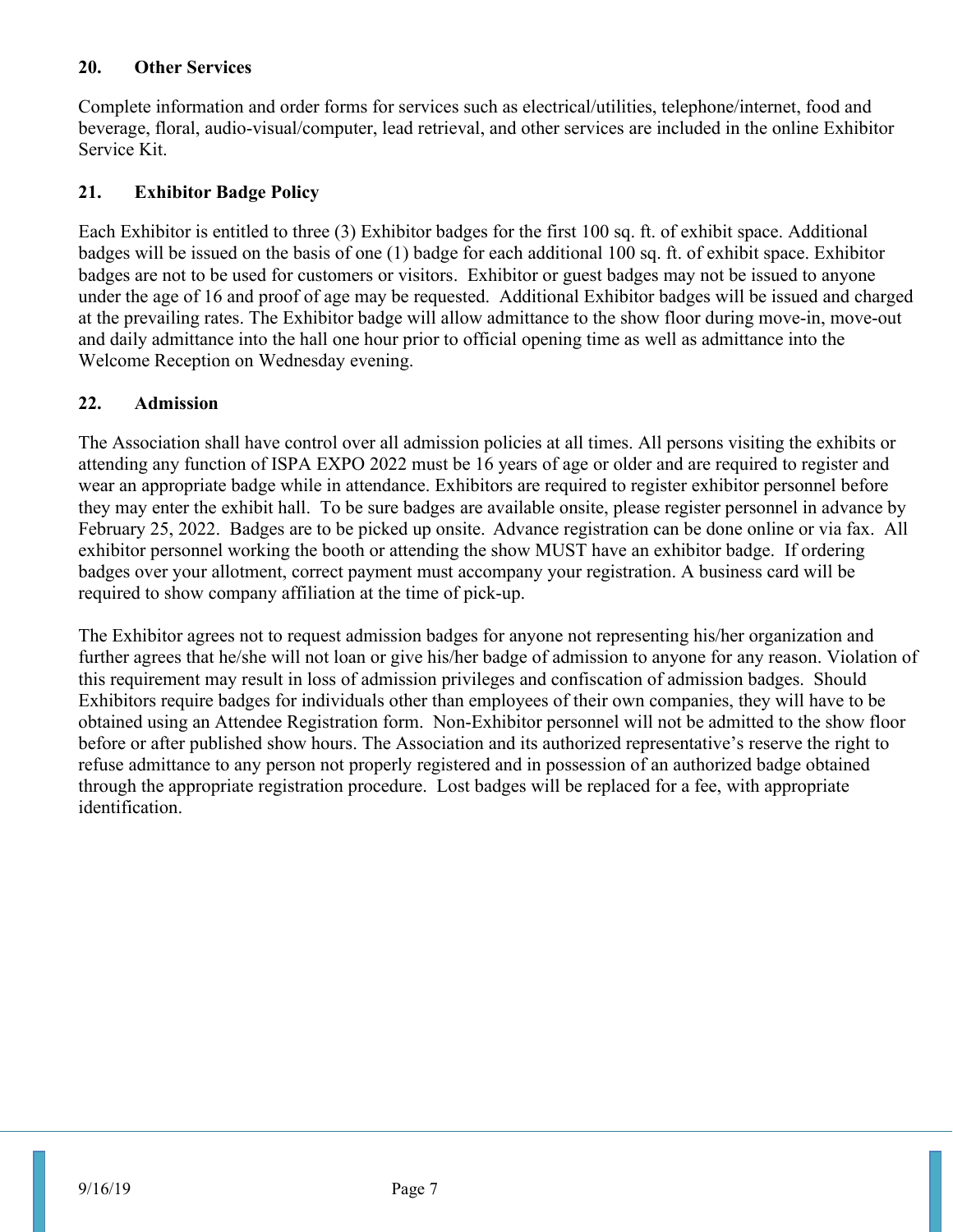## 20. Other Services

Complete information and order forms for services such as electrical/utilities, telephone/internet, food and beverage, floral, audio-visual/computer, lead retrieval, and other services are included in the online Exhibitor Service Kit.

## 21. Exhibitor Badge Policy

Each Exhibitor is entitled to three (3) Exhibitor badges for the first 100 sq. ft. of exhibit space. Additional badges will be issued on the basis of one (1) badge for each additional 100 sq. ft. of exhibit space. Exhibitor badges are not to be used for customers or visitors. Exhibitor or guest badges may not be issued to anyone under the age of 16 and proof of age may be requested. Additional Exhibitor badges will be issued and charged at the prevailing rates. The Exhibitor badge will allow admittance to the show floor during move-in, move-out and daily admittance into the hall one hour prior to official opening time as well as admittance into the Welcome Reception on Wednesday evening.

## 22. Admission

The Association shall have control over all admission policies at all times. All persons visiting the exhibits or attending any function of ISPA EXPO 2022 must be 16 years of age or older and are required to register and wear an appropriate badge while in attendance. Exhibitors are required to register exhibitor personnel before they may enter the exhibit hall. To be sure badges are available onsite, please register personnel in advance by February 25, 2022. Badges are to be picked up onsite. Advance registration can be done online or via fax. All exhibitor personnel working the booth or attending the show MUST have an exhibitor badge. If ordering badges over your allotment, correct payment must accompany your registration. A business card will be required to show company affiliation at the time of pick-up.

The Exhibitor agrees not to request admission badges for anyone not representing his/her organization and further agrees that he/she will not loan or give his/her badge of admission to anyone for any reason. Violation of this requirement may result in loss of admission privileges and confiscation of admission badges. Should Exhibitors require badges for individuals other than employees of their own companies, they will have to be obtained using an Attendee Registration form. Non-Exhibitor personnel will not be admitted to the show floor before or after published show hours. The Association and its authorized representative's reserve the right to refuse admittance to any person not properly registered and in possession of an authorized badge obtained through the appropriate registration procedure. Lost badges will be replaced for a fee, with appropriate identification.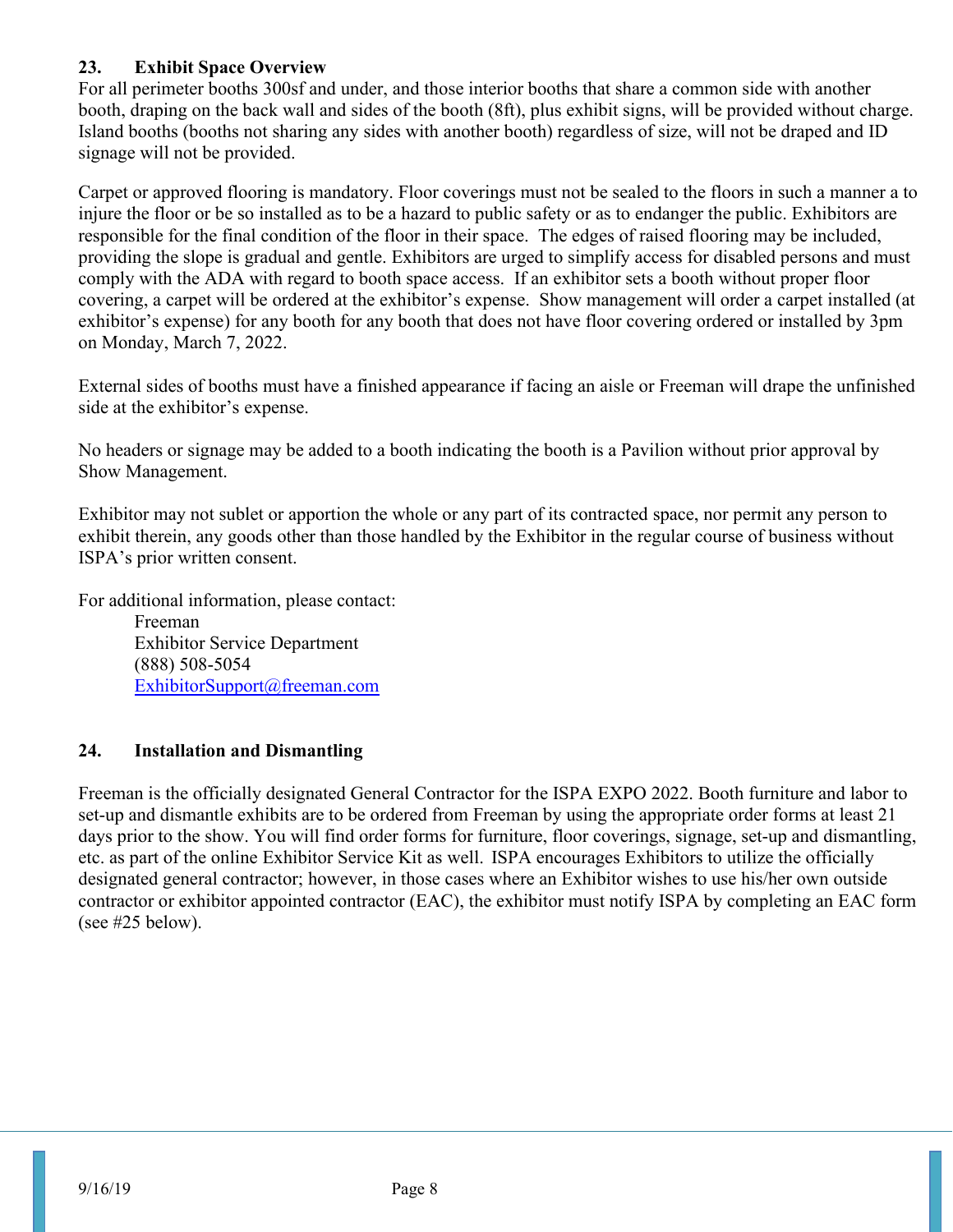## 23. Exhibit Space Overview

For all perimeter booths 300sf and under, and those interior booths that share a common side with another booth, draping on the back wall and sides of the booth (8ft), plus exhibit signs, will be provided without charge. Island booths (booths not sharing any sides with another booth) regardless of size, will not be draped and ID signage will not be provided.

Carpet or approved flooring is mandatory. Floor coverings must not be sealed to the floors in such a manner a to injure the floor or be so installed as to be a hazard to public safety or as to endanger the public. Exhibitors are responsible for the final condition of the floor in their space. The edges of raised flooring may be included, providing the slope is gradual and gentle. Exhibitors are urged to simplify access for disabled persons and must comply with the ADA with regard to booth space access. If an exhibitor sets a booth without proper floor covering, a carpet will be ordered at the exhibitor's expense. Show management will order a carpet installed (at exhibitor's expense) for any booth for any booth that does not have floor covering ordered or installed by 3pm on Monday, March 7, 2022.

External sides of booths must have a finished appearance if facing an aisle or Freeman will drape the unfinished side at the exhibitor's expense.

No headers or signage may be added to a booth indicating the booth is a Pavilion without prior approval by Show Management.

Exhibitor may not sublet or apportion the whole or any part of its contracted space, nor permit any person to exhibit therein, any goods other than those handled by the Exhibitor in the regular course of business without ISPA's prior written consent.

For additional information, please contact:

Freeman
Exhibitor Service Department
(888) 508-5054
ExhibitorSupport@freeman.com

## 24. Installation and Dismantling

Freeman is the officially designated General Contractor for the ISPA EXPO 2022. Booth furniture and labor to set-up and dismantle exhibits are to be ordered from Freeman by using the appropriate order forms at least 21 days prior to the show. You will find order forms for furniture, floor coverings, signage, set-up and dismantling, etc. as part of the online Exhibitor Service Kit as well. ISPA encourages Exhibitors to utilize the officially designated general contractor; however, in those cases where an Exhibitor wishes to use his/her own outside contractor or exhibitor appointed contractor (EAC), the exhibitor must notify ISPA by completing an EAC form (see #25 below).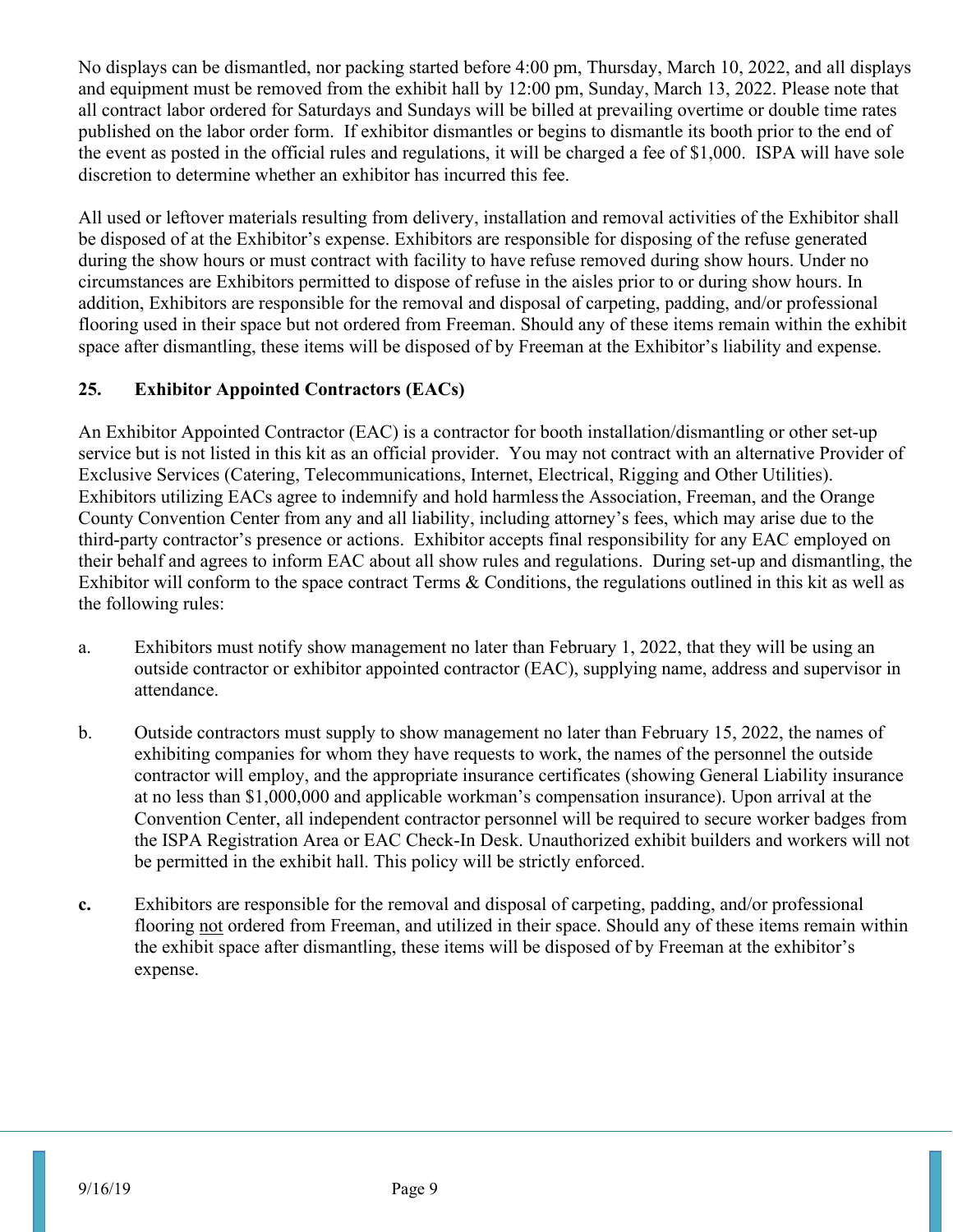No displays can be dismantled, nor packing started before 4:00 pm, Thursday, March 10, 2022, and all displays and equipment must be removed from the exhibit hall by 12:00 pm, Sunday, March 13, 2022. Please note that all contract labor ordered for Saturdays and Sundays will be billed at prevailing overtime or double time rates published on the labor order form. If exhibitor dismantles or begins to dismantle its booth prior to the end of the event as posted in the official rules and regulations, it will be charged a fee of $1,000. ISPA will have sole discretion to determine whether an exhibitor has incurred this fee.

All used or leftover materials resulting from delivery, installation and removal activities of the Exhibitor shall be disposed of at the Exhibitor's expense. Exhibitors are responsible for disposing of the refuse generated during the show hours or must contract with facility to have refuse removed during show hours. Under no circumstances are Exhibitors permitted to dispose of refuse in the aisles prior to or during show hours. In addition, Exhibitors are responsible for the removal and disposal of carpeting, padding, and/or professional flooring used in their space but not ordered from Freeman. Should any of these items remain within the exhibit space after dismantling, these items will be disposed of by Freeman at the Exhibitor's liability and expense.

## 25. Exhibitor Appointed Contractors (EACs)

An Exhibitor Appointed Contractor (EAC) is a contractor for booth installation/dismantling or other set-up service but is not listed in this kit as an official provider. You may not contract with an alternative Provider of Exclusive Services (Catering, Telecommunications, Internet, Electrical, Rigging and Other Utilities). Exhibitors utilizing EACs agree to indemnify and hold harmless the Association, Freeman, and the Orange County Convention Center from any and all liability, including attorney's fees, which may arise due to the third-party contractor's presence or actions. Exhibitor accepts final responsibility for any EAC employed on their behalf and agrees to inform EAC about all show rules and regulations. During set-up and dismantling, the Exhibitor will conform to the space contract Terms & Conditions, the regulations outlined in this kit as well as the following rules:

a. Exhibitors must notify show management no later than February 1, 2022, that they will be using an outside contractor or exhibitor appointed contractor (EAC), supplying name, address and supervisor in attendance.

b. Outside contractors must supply to show management no later than February 15, 2022, the names of exhibiting companies for whom they have requests to work, the names of the personnel the outside contractor will employ, and the appropriate insurance certificates (showing General Liability insurance at no less than $1,000,000 and applicable workman's compensation insurance). Upon arrival at the Convention Center, all independent contractor personnel will be required to secure worker badges from the ISPA Registration Area or EAC Check-In Desk. Unauthorized exhibit builders and workers will not be permitted in the exhibit hall. This policy will be strictly enforced.

**c.** Exhibitors are responsible for the removal and disposal of carpeting, padding, and/or professional flooring <u>not</u> ordered from Freeman, and utilized in their space. Should any of these items remain within the exhibit space after dismantling, these items will be disposed of by Freeman at the exhibitor's expense.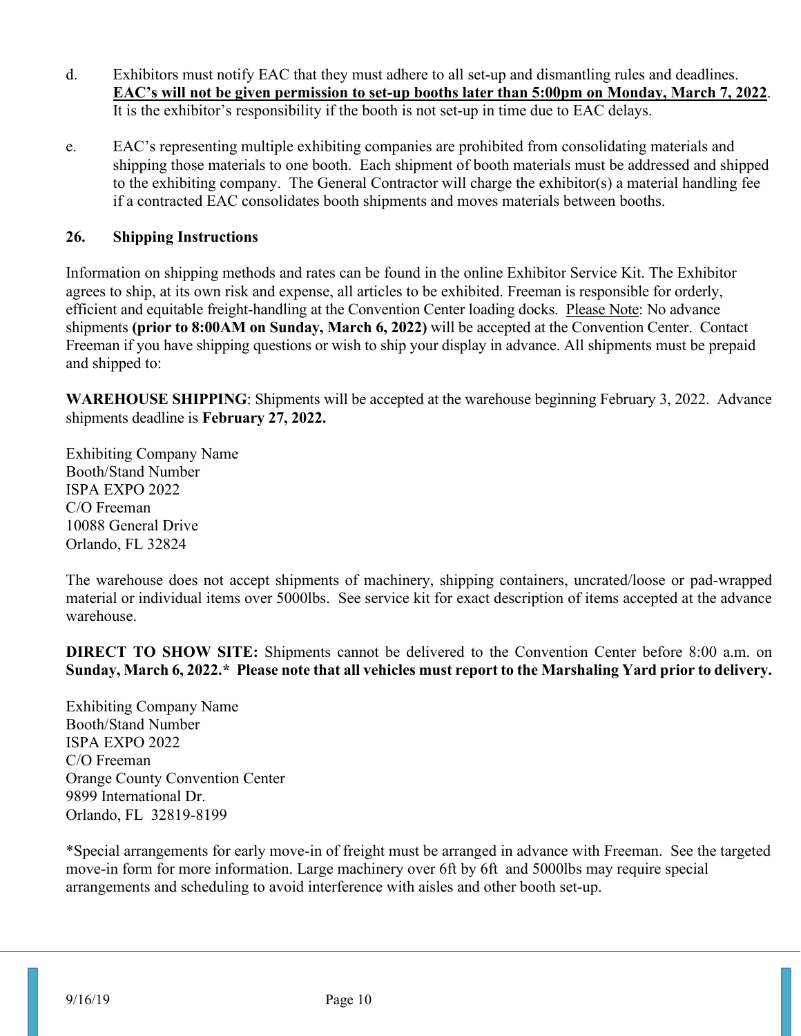d. Exhibitors must notify EAC that they must adhere to all set-up and dismantling rules and deadlines. **EAC's will not be given permission to set-up booths later than 5:00pm on Monday, March 7, 2022**. It is the exhibitor's responsibility if the booth is not set-up in time due to EAC delays.

e. EAC's representing multiple exhibiting companies are prohibited from consolidating materials and shipping those materials to one booth. Each shipment of booth materials must be addressed and shipped to the exhibiting company. The General Contractor will charge the exhibitor(s) a material handling fee if a contracted EAC consolidates booth shipments and moves materials between booths.

## 26. Shipping Instructions

Information on shipping methods and rates can be found in the online Exhibitor Service Kit. The Exhibitor agrees to ship, at its own risk and expense, all articles to be exhibited. Freeman is responsible for orderly, efficient and equitable freight-handling at the Convention Center loading docks. Please Note: No advance shipments **(prior to 8:00AM on Sunday, March 6, 2022)** will be accepted at the Convention Center. Contact Freeman if you have shipping questions or wish to ship your display in advance. All shipments must be prepaid and shipped to:

**WAREHOUSE SHIPPING**: Shipments will be accepted at the warehouse beginning February 3, 2022. Advance shipments deadline is **February 27, 2022.**

Exhibiting Company Name
Booth/Stand Number
ISPA EXPO 2022
C/O Freeman
10088 General Drive
Orlando, FL 32824

The warehouse does not accept shipments of machinery, shipping containers, uncrated/loose or pad-wrapped material or individual items over 5000lbs. See service kit for exact description of items accepted at the advance warehouse.

**DIRECT TO SHOW SITE:** Shipments cannot be delivered to the Convention Center before 8:00 a.m. on **Sunday, March 6, 2022.\* Please note that all vehicles must report to the Marshaling Yard prior to delivery.**

Exhibiting Company Name
Booth/Stand Number
ISPA EXPO 2022
C/O Freeman
Orange County Convention Center
9899 International Dr.
Orlando, FL 32819-8199

*Special arrangements for early move-in of freight must be arranged in advance with Freeman. See the targeted move-in form for more information. Large machinery over 6ft by 6ft and 5000lbs may require special arrangements and scheduling to avoid interference with aisles and other booth set-up.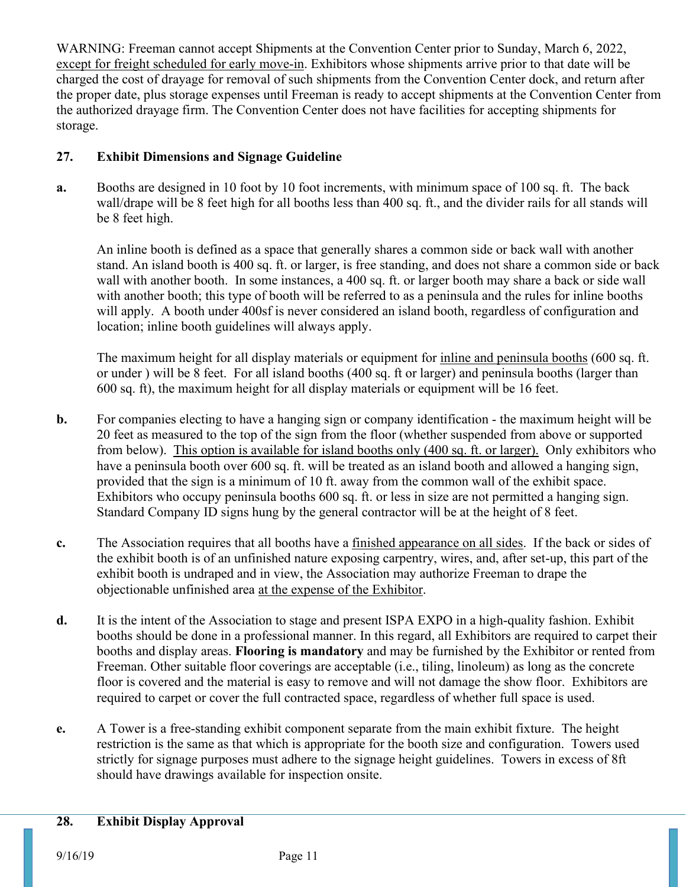WARNING: Freeman cannot accept Shipments at the Convention Center prior to Sunday, March 6, 2022, <u>except for freight scheduled for early move-in</u>. Exhibitors whose shipments arrive prior to that date will be charged the cost of drayage for removal of such shipments from the Convention Center dock, and return after the proper date, plus storage expenses until Freeman is ready to accept shipments at the Convention Center from the authorized drayage firm. The Convention Center does not have facilities for accepting shipments for storage.

## 27. Exhibit Dimensions and Signage Guideline

**a.** Booths are designed in 10 foot by 10 foot increments, with minimum space of 100 sq. ft. The back wall/drape will be 8 feet high for all booths less than 400 sq. ft., and the divider rails for all stands will be 8 feet high.

An inline booth is defined as a space that generally shares a common side or back wall with another stand. An island booth is 400 sq. ft. or larger, is free standing, and does not share a common side or back wall with another booth. In some instances, a 400 sq. ft. or larger booth may share a back or side wall with another booth; this type of booth will be referred to as a peninsula and the rules for inline booths will apply. A booth under 400sf is never considered an island booth, regardless of configuration and location; inline booth guidelines will always apply.

The maximum height for all display materials or equipment for <u>inline and peninsula booths</u> (600 sq. ft. or under ) will be 8 feet. For all island booths (400 sq. ft or larger) and peninsula booths (larger than 600 sq. ft), the maximum height for all display materials or equipment will be 16 feet.

**b.** For companies electing to have a hanging sign or company identification - the maximum height will be 20 feet as measured to the top of the sign from the floor (whether suspended from above or supported from below). <u>This option is available for island booths only (400 sq. ft. or larger).</u> Only exhibitors who have a peninsula booth over 600 sq. ft. will be treated as an island booth and allowed a hanging sign, provided that the sign is a minimum of 10 ft. away from the common wall of the exhibit space. Exhibitors who occupy peninsula booths 600 sq. ft. or less in size are not permitted a hanging sign. Standard Company ID signs hung by the general contractor will be at the height of 8 feet.

**c.** The Association requires that all booths have a <u>finished appearance on all sides</u>. If the back or sides of the exhibit booth is of an unfinished nature exposing carpentry, wires, and, after set-up, this part of the exhibit booth is undraped and in view, the Association may authorize Freeman to drape the objectionable unfinished area <u>at the expense of the Exhibitor</u>.

**d.** It is the intent of the Association to stage and present ISPA EXPO in a high-quality fashion. Exhibit booths should be done in a professional manner. In this regard, all Exhibitors are required to carpet their booths and display areas. **Flooring is mandatory** and may be furnished by the Exhibitor or rented from Freeman. Other suitable floor coverings are acceptable (i.e., tiling, linoleum) as long as the concrete floor is covered and the material is easy to remove and will not damage the show floor. Exhibitors are required to carpet or cover the full contracted space, regardless of whether full space is used.

**e.** A Tower is a free-standing exhibit component separate from the main exhibit fixture. The height restriction is the same as that which is appropriate for the booth size and configuration. Towers used strictly for signage purposes must adhere to the signage height guidelines. Towers in excess of 8ft should have drawings available for inspection onsite.

## 28. Exhibit Display Approval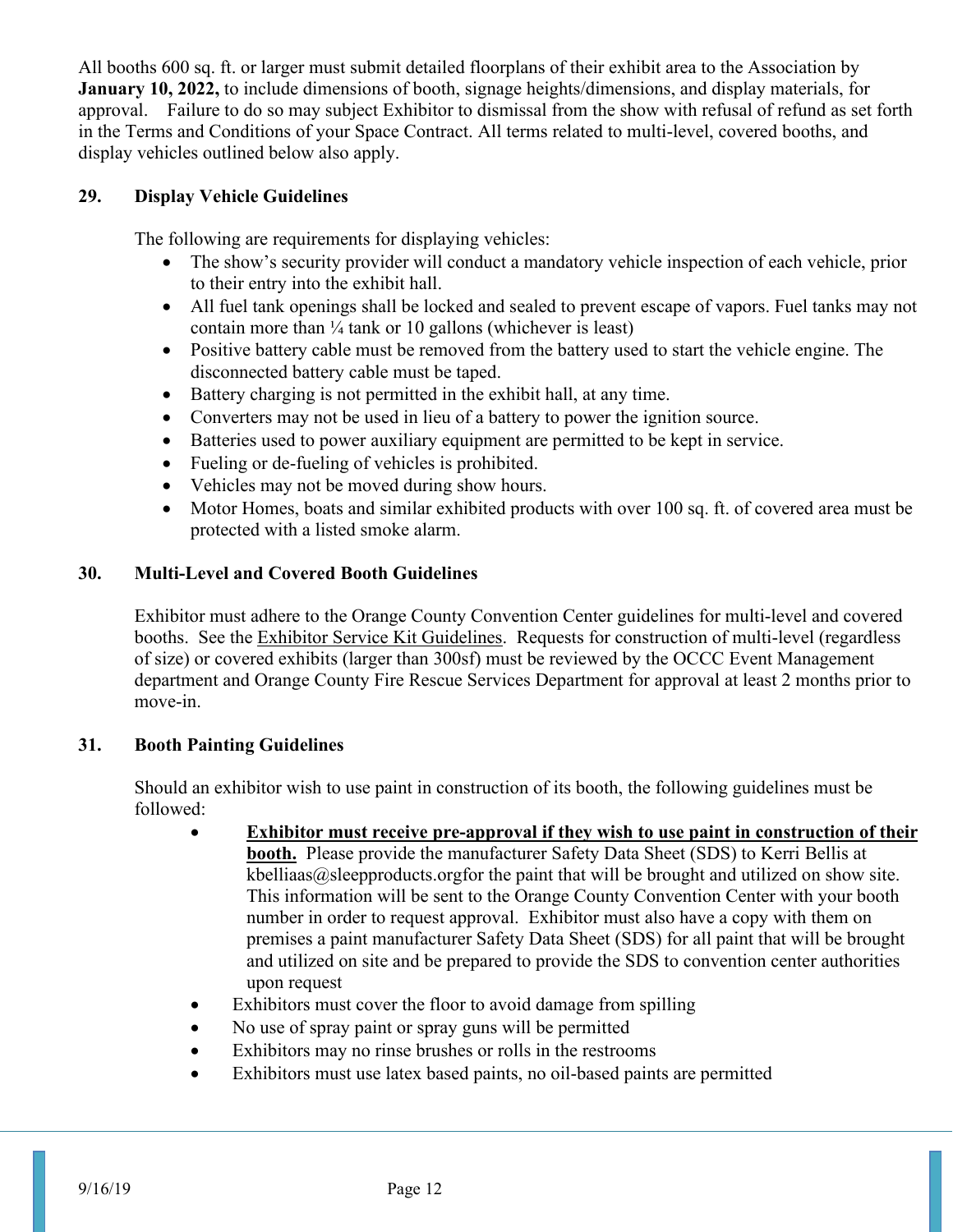All booths 600 sq. ft. or larger must submit detailed floorplans of their exhibit area to the Association by **January 10, 2022,** to include dimensions of booth, signage heights/dimensions, and display materials, for approval. Failure to do so may subject Exhibitor to dismissal from the show with refusal of refund as set forth in the Terms and Conditions of your Space Contract. All terms related to multi-level, covered booths, and display vehicles outlined below also apply.

## 29. Display Vehicle Guidelines

The following are requirements for displaying vehicles:

- The show's security provider will conduct a mandatory vehicle inspection of each vehicle, prior to their entry into the exhibit hall.
- All fuel tank openings shall be locked and sealed to prevent escape of vapors. Fuel tanks may not contain more than ¼ tank or 10 gallons (whichever is least)
- Positive battery cable must be removed from the battery used to start the vehicle engine. The disconnected battery cable must be taped.
- Battery charging is not permitted in the exhibit hall, at any time.
- Converters may not be used in lieu of a battery to power the ignition source.
- Batteries used to power auxiliary equipment are permitted to be kept in service.
- Fueling or de-fueling of vehicles is prohibited.
- Vehicles may not be moved during show hours.
- Motor Homes, boats and similar exhibited products with over 100 sq. ft. of covered area must be protected with a listed smoke alarm.

## 30. Multi-Level and Covered Booth Guidelines

Exhibitor must adhere to the Orange County Convention Center guidelines for multi-level and covered booths. See the Exhibitor Service Kit Guidelines. Requests for construction of multi-level (regardless of size) or covered exhibits (larger than 300sf) must be reviewed by the OCCC Event Management department and Orange County Fire Rescue Services Department for approval at least 2 months prior to move-in.

## 31. Booth Painting Guidelines

Should an exhibitor wish to use paint in construction of its booth, the following guidelines must be followed:

- **Exhibitor must receive pre-approval if they wish to use paint in construction of their booth.** Please provide the manufacturer Safety Data Sheet (SDS) to Kerri Bellis at kbelliaas@sleepproducts.orgfor the paint that will be brought and utilized on show site. This information will be sent to the Orange County Convention Center with your booth number in order to request approval. Exhibitor must also have a copy with them on premises a paint manufacturer Safety Data Sheet (SDS) for all paint that will be brought and utilized on site and be prepared to provide the SDS to convention center authorities upon request
- Exhibitors must cover the floor to avoid damage from spilling
- No use of spray paint or spray guns will be permitted
- Exhibitors may no rinse brushes or rolls in the restrooms
- Exhibitors must use latex based paints, no oil-based paints are permitted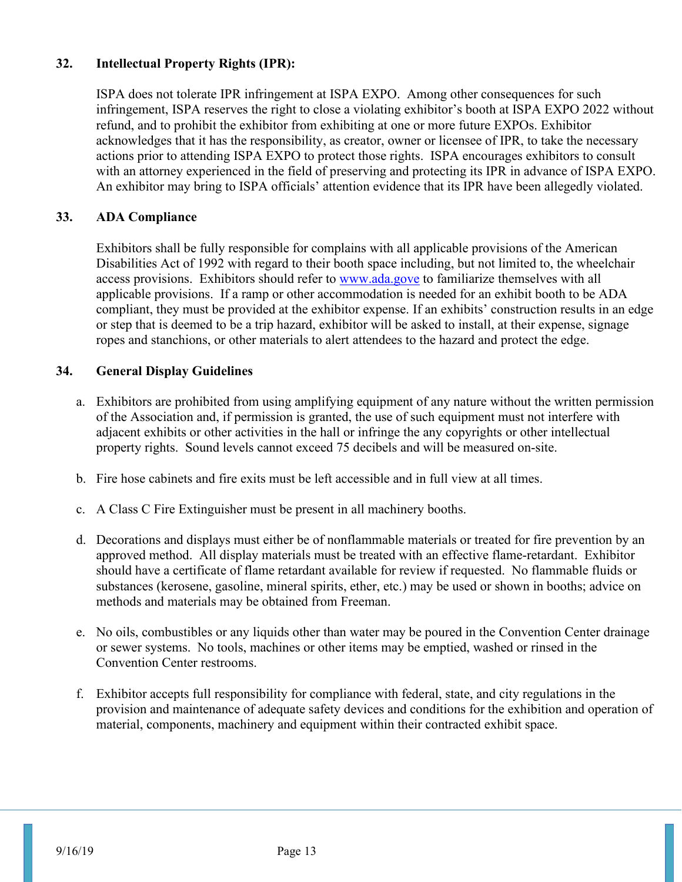## 32. Intellectual Property Rights (IPR):

ISPA does not tolerate IPR infringement at ISPA EXPO. Among other consequences for such infringement, ISPA reserves the right to close a violating exhibitor's booth at ISPA EXPO 2022 without refund, and to prohibit the exhibitor from exhibiting at one or more future EXPOs. Exhibitor acknowledges that it has the responsibility, as creator, owner or licensee of IPR, to take the necessary actions prior to attending ISPA EXPO to protect those rights. ISPA encourages exhibitors to consult with an attorney experienced in the field of preserving and protecting its IPR in advance of ISPA EXPO. An exhibitor may bring to ISPA officials' attention evidence that its IPR have been allegedly violated.

## 33. ADA Compliance

Exhibitors shall be fully responsible for complains with all applicable provisions of the American Disabilities Act of 1992 with regard to their booth space including, but not limited to, the wheelchair access provisions. Exhibitors should refer to [www.ada.gove](www.ada.gove) to familiarize themselves with all applicable provisions. If a ramp or other accommodation is needed for an exhibit booth to be ADA compliant, they must be provided at the exhibitor expense. If an exhibits' construction results in an edge or step that is deemed to be a trip hazard, exhibitor will be asked to install, at their expense, signage ropes and stanchions, or other materials to alert attendees to the hazard and protect the edge.

## 34. General Display Guidelines

a. Exhibitors are prohibited from using amplifying equipment of any nature without the written permission of the Association and, if permission is granted, the use of such equipment must not interfere with adjacent exhibits or other activities in the hall or infringe the any copyrights or other intellectual property rights. Sound levels cannot exceed 75 decibels and will be measured on-site.

b. Fire hose cabinets and fire exits must be left accessible and in full view at all times.

c. A Class C Fire Extinguisher must be present in all machinery booths.

d. Decorations and displays must either be of nonflammable materials or treated for fire prevention by an approved method. All display materials must be treated with an effective flame-retardant. Exhibitor should have a certificate of flame retardant available for review if requested. No flammable fluids or substances (kerosene, gasoline, mineral spirits, ether, etc.) may be used or shown in booths; advice on methods and materials may be obtained from Freeman.

e. No oils, combustibles or any liquids other than water may be poured in the Convention Center drainage or sewer systems. No tools, machines or other items may be emptied, washed or rinsed in the Convention Center restrooms.

f. Exhibitor accepts full responsibility for compliance with federal, state, and city regulations in the provision and maintenance of adequate safety devices and conditions for the exhibition and operation of material, components, machinery and equipment within their contracted exhibit space.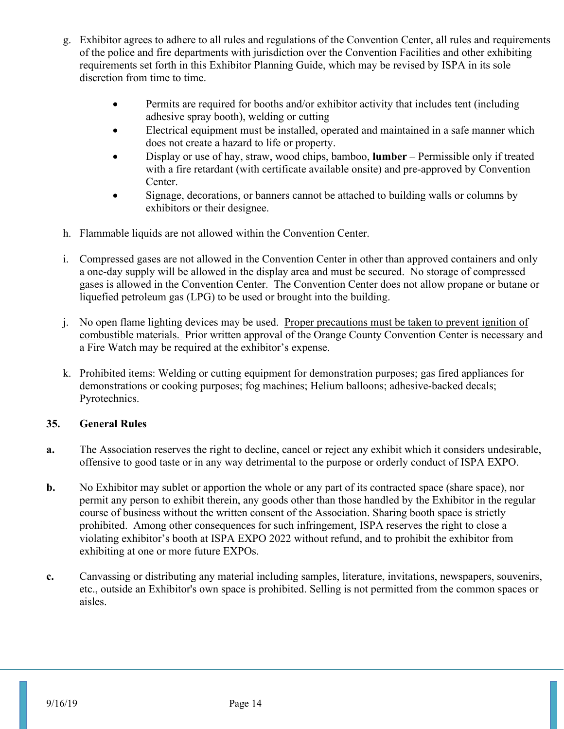g. Exhibitor agrees to adhere to all rules and regulations of the Convention Center, all rules and requirements of the police and fire departments with jurisdiction over the Convention Facilities and other exhibiting requirements set forth in this Exhibitor Planning Guide, which may be revised by ISPA in its sole discretion from time to time.

- Permits are required for booths and/or exhibitor activity that includes tent (including adhesive spray booth), welding or cutting
- Electrical equipment must be installed, operated and maintained in a safe manner which does not create a hazard to life or property.
- Display or use of hay, straw, wood chips, bamboo, **lumber** – Permissible only if treated with a fire retardant (with certificate available onsite) and pre-approved by Convention Center.
- Signage, decorations, or banners cannot be attached to building walls or columns by exhibitors or their designee.

h. Flammable liquids are not allowed within the Convention Center.

i. Compressed gases are not allowed in the Convention Center in other than approved containers and only a one-day supply will be allowed in the display area and must be secured. No storage of compressed gases is allowed in the Convention Center. The Convention Center does not allow propane or butane or liquefied petroleum gas (LPG) to be used or brought into the building.

j. No open flame lighting devices may be used. <u>Proper precautions must be taken to prevent ignition of combustible materials.</u> Prior written approval of the Orange County Convention Center is necessary and a Fire Watch may be required at the exhibitor's expense.

k. Prohibited items: Welding or cutting equipment for demonstration purposes; gas fired appliances for demonstrations or cooking purposes; fog machines; Helium balloons; adhesive-backed decals; Pyrotechnics.

## 35. General Rules

**a.** The Association reserves the right to decline, cancel or reject any exhibit which it considers undesirable, offensive to good taste or in any way detrimental to the purpose or orderly conduct of ISPA EXPO.

**b.** No Exhibitor may sublet or apportion the whole or any part of its contracted space (share space), nor permit any person to exhibit therein, any goods other than those handled by the Exhibitor in the regular course of business without the written consent of the Association. Sharing booth space is strictly prohibited. Among other consequences for such infringement, ISPA reserves the right to close a violating exhibitor's booth at ISPA EXPO 2022 without refund, and to prohibit the exhibitor from exhibiting at one or more future EXPOs.

**c.** Canvassing or distributing any material including samples, literature, invitations, newspapers, souvenirs, etc., outside an Exhibitor's own space is prohibited. Selling is not permitted from the common spaces or aisles.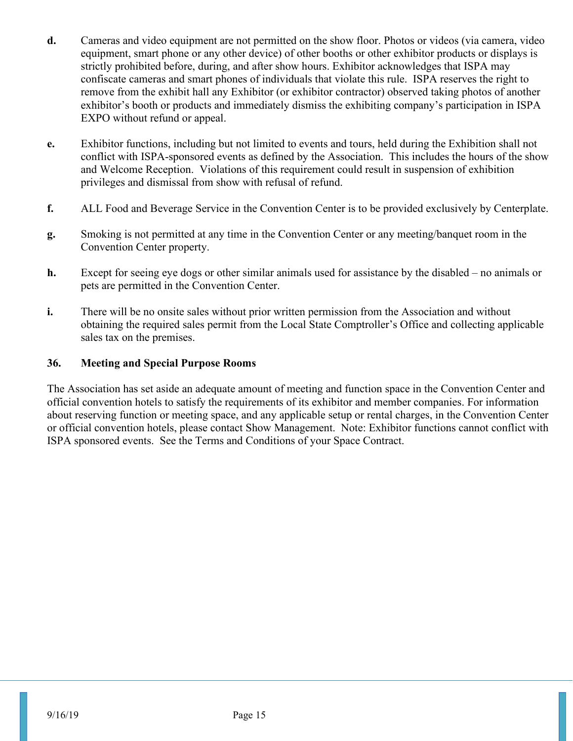**d.** Cameras and video equipment are not permitted on the show floor. Photos or videos (via camera, video equipment, smart phone or any other device) of other booths or other exhibitor products or displays is strictly prohibited before, during, and after show hours. Exhibitor acknowledges that ISPA may confiscate cameras and smart phones of individuals that violate this rule. ISPA reserves the right to remove from the exhibit hall any Exhibitor (or exhibitor contractor) observed taking photos of another exhibitor's booth or products and immediately dismiss the exhibiting company's participation in ISPA EXPO without refund or appeal.

**e.** Exhibitor functions, including but not limited to events and tours, held during the Exhibition shall not conflict with ISPA-sponsored events as defined by the Association. This includes the hours of the show and Welcome Reception. Violations of this requirement could result in suspension of exhibition privileges and dismissal from show with refusal of refund.

**f.** ALL Food and Beverage Service in the Convention Center is to be provided exclusively by Centerplate.

**g.** Smoking is not permitted at any time in the Convention Center or any meeting/banquet room in the Convention Center property.

**h.** Except for seeing eye dogs or other similar animals used for assistance by the disabled – no animals or pets are permitted in the Convention Center.

**i.** There will be no onsite sales without prior written permission from the Association and without obtaining the required sales permit from the Local State Comptroller's Office and collecting applicable sales tax on the premises.

### 36. Meeting and Special Purpose Rooms

The Association has set aside an adequate amount of meeting and function space in the Convention Center and official convention hotels to satisfy the requirements of its exhibitor and member companies. For information about reserving function or meeting space, and any applicable setup or rental charges, in the Convention Center or official convention hotels, please contact Show Management. Note: Exhibitor functions cannot conflict with ISPA sponsored events. See the Terms and Conditions of your Space Contract.